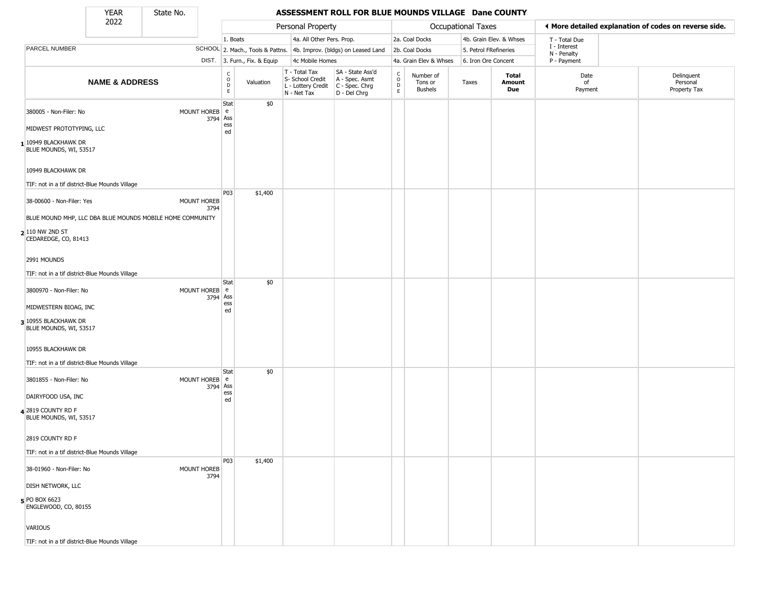# ASSESSMENT ROLL FOR BLUE MOUNDS VILLAGE Dane COUNTY

| YEAR | State No. |
|---|---|
| 2022 | |

**Personal Property:** 1. Boats; 2. Mach., Tools & Pattns.; 3. Furn., Fix. & Equip; 4a. All Other Pers. Prop.; 4b. Improv. (bldgs) on Leased Land; 4c Mobile Homes

**Occupational Taxes:** 2a. Coal Docks; 2b. Coal Docks; 4a. Grain Elev & Whses; 4b. Grain Elev. & Whses; 5. Petrol FRefineries; 6. Iron Ore Concent

◄ More detailed explanation of codes on reverse side.

T - Total Due; I - Interest; N - Penalty; P - Payment

| | PARCEL NUMBER / NAME & ADDRESS | SCHOOL DIST. | CODE | Valuation | T - Total Tax S- School Credit L - Lottery Credit N - Net Tax | SA - State Ass'd A - Spec. Asmt C - Spec. Chrg D - Del Chrg | CODE | Number of Tons or Bushels | Taxes | Total Amount Due | Date of Payment | Delinquent Personal Property Tax |
|---|---|---|---|---|---|---|---|---|---|---|---|---|
| 1 | 380005 - Non-Filer: No<br>MIDWEST PROTOTYPING, LLC<br>10949 BLACKHAWK DR<br>BLUE MOUNDS, WI, 53517<br>10949 BLACKHAWK DR<br>TIF: not in a tif district-Blue Mounds Village | MOUNT HOREB 3794 | State Assessed | $0 | | | | | | | | |
| 2 | 38-00600 - Non-Filer: Yes<br>BLUE MOUND MHP, LLC DBA BLUE MOUNDS MOBILE HOME COMMUNITY<br>110 NW 2ND ST<br>CEDAREDGE, CO, 81413<br>2991 MOUNDS<br>TIF: not in a tif district-Blue Mounds Village | MOUNT HOREB 3794 | P03 | $1,400 | | | | | | | | |
| 3 | 3800970 - Non-Filer: No<br>MIDWESTERN BIOAG, INC<br>10955 BLACKHAWK DR<br>BLUE MOUNDS, WI, 53517<br>10955 BLACKHAWK DR<br>TIF: not in a tif district-Blue Mounds Village | MOUNT HOREB 3794 | State Assessed | $0 | | | | | | | | |
| 4 | 3801855 - Non-Filer: No<br>DAIRYFOOD USA, INC<br>2819 COUNTY RD F<br>BLUE MOUNDS, WI, 53517<br>2819 COUNTY RD F<br>TIF: not in a tif district-Blue Mounds Village | MOUNT HOREB 3794 | State Assessed | $0 | | | | | | | | |
| 5 | 38-01960 - Non-Filer: No<br>DISH NETWORK, LLC<br>PO BOX 6623<br>ENGLEWOOD, CO, 80155<br>VARIOUS<br>TIF: not in a tif district-Blue Mounds Village | MOUNT HOREB 3794 | P03 | $1,400 | | | | | | | | |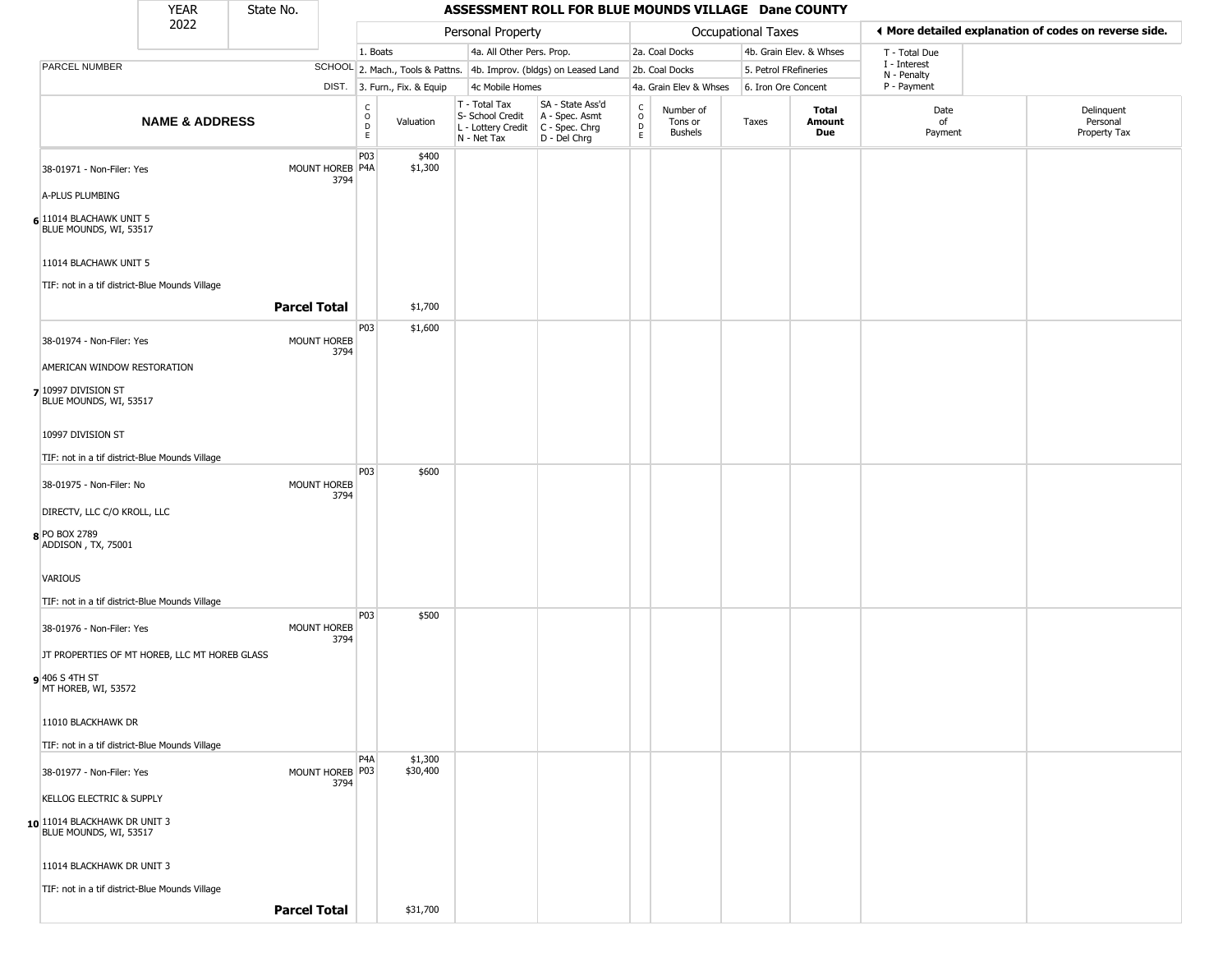| YEAR 2022 | State No. | ASSESSMENT ROLL FOR BLUE MOUNDS VILLAGE Dane COUNTY | | | | | | | | | | |
|---|---|---|---|---|---|---|---|---|---|---|---|---|

| | | Personal Property | | | | | Occupational Taxes | | | | ◀ More detailed explanation of codes on reverse side. | |
|---|---|---|---|---|---|---|---|---|---|---|---|---|
| PARCEL NUMBER | SCHOOL DIST. | 1. Boats<br>2. Mach., Tools & Pattns.<br>3. Furn., Fix. & Equip | | 4a. All Other Pers. Prop.<br>4b. Improv. (bldgs) on Leased Land<br>4c Mobile Homes | | | 2a. Coal Docks<br>2b. Coal Docks<br>4a. Grain Elev & Whses | | 4b. Grain Elev. & Whses<br>5. Petrol FRefineries<br>6. Iron Ore Concent | | T - Total Due<br>I - Interest<br>N - Penalty<br>P - Payment | |
| **NAME & ADDRESS** | | CODE | Valuation | T - Total Tax<br>S- School Credit<br>L - Lottery Credit<br>N - Net Tax | SA - State Ass'd<br>A - Spec. Asmt<br>C - Spec. Chrg<br>D - Del Chrg | CODE | Number of Tons or Bushels | Taxes | **Total Amount Due** | Date of Payment | Delinquent Personal Property Tax |
| 38-01971 - Non-Filer: Yes<br>A-PLUS PLUMBING<br>6 11014 BLACHAWK UNIT 5<br>BLUE MOUNDS, WI, 53517<br>11014 BLACHAWK UNIT 5<br>TIF: not in a tif district-Blue Mounds Village | MOUNT HOREB 3794 | P03<br>P4A | $400<br>$1,300 | | | | | | | | |
| | **Parcel Total** | | $1,700 | | | | | | | | |
| 38-01974 - Non-Filer: Yes<br>AMERICAN WINDOW RESTORATION<br>7 10997 DIVISION ST<br>BLUE MOUNDS, WI, 53517<br>10997 DIVISION ST<br>TIF: not in a tif district-Blue Mounds Village | MOUNT HOREB 3794 | P03 | $1,600 | | | | | | | | |
| 38-01975 - Non-Filer: No<br>DIRECTV, LLC C/O KROLL, LLC<br>8 PO BOX 2789<br>ADDISON , TX, 75001<br>VARIOUS<br>TIF: not in a tif district-Blue Mounds Village | MOUNT HOREB 3794 | P03 | $600 | | | | | | | | |
| 38-01976 - Non-Filer: Yes<br>JT PROPERTIES OF MT HOREB, LLC MT HOREB GLASS<br>9 406 S 4TH ST<br>MT HOREB, WI, 53572<br>11010 BLACKHAWK DR<br>TIF: not in a tif district-Blue Mounds Village | MOUNT HOREB 3794 | P03 | $500 | | | | | | | | |
| 38-01977 - Non-Filer: Yes<br>KELLOG ELECTRIC & SUPPLY<br>10 11014 BLACKHAWK DR UNIT 3<br>BLUE MOUNDS, WI, 53517<br>11014 BLACKHAWK DR UNIT 3<br>TIF: not in a tif district-Blue Mounds Village | MOUNT HOREB 3794 | P4A<br>P03 | $1,300<br>$30,400 | | | | | | | | |
| | **Parcel Total** | | $31,700 | | | | | | | | |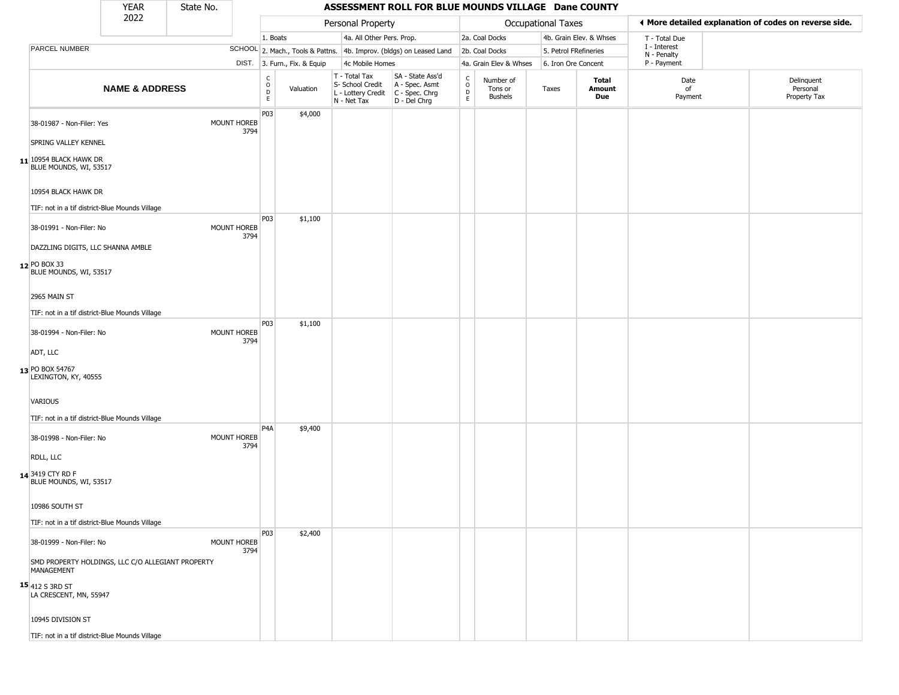| YEAR 2022 | State No. | ASSESSMENT ROLL FOR BLUE MOUNDS VILLAGE Dane COUNTY | | | | | | | | | | |
|---|---|---|---|---|---|---|---|---|---|---|---|---|
| | | Personal Property | | | | | Occupational Taxes | | | | ◀ More detailed explanation of codes on reverse side. | |
| | | 1. Boats | | 4a. All Other Pers. Prop. | | | 2a. Coal Docks | | 4b. Grain Elev. & Whses | | T - Total Due I - Interest N - Penalty P - Payment | |
| PARCEL NUMBER | SCHOOL | 2. Mach., Tools & Pattns. | | 4b. Improv. (bldgs) on Leased Land | | | 2b. Coal Docks | | 5. Petrol FRefineries | | | |
| | DIST. | 3. Furn., Fix. & Equip | | 4c Mobile Homes | | | 4a. Grain Elev & Whses | | 6. Iron Ore Concent | | | |
| NAME & ADDRESS | | CODE | Valuation | T - Total Tax S- School Credit L - Lottery Credit N - Net Tax | SA - State Ass'd A - Spec. Asmt C - Spec. Chrg D - Del Chrg | CODE | Number of Tons or Bushels | Taxes | Total Amount Due | Date of Payment | Delinquent Personal Property Tax | |
| **11** 38-01987 - Non-Filer: Yes<br>SPRING VALLEY KENNEL<br>10954 BLACK HAWK DR<br>BLUE MOUNDS, WI, 53517<br>10954 BLACK HAWK DR<br>TIF: not in a tif district-Blue Mounds Village | MOUNT HOREB 3794 | P03 | $4,000 | | | | | | | | | |
| **12** 38-01991 - Non-Filer: No<br>DAZZLING DIGITS, LLC SHANNA AMBLE<br>PO BOX 33<br>BLUE MOUNDS, WI, 53517<br>2965 MAIN ST<br>TIF: not in a tif district-Blue Mounds Village | MOUNT HOREB 3794 | P03 | $1,100 | | | | | | | | | |
| **13** 38-01994 - Non-Filer: No<br>ADT, LLC<br>PO BOX 54767<br>LEXINGTON, KY, 40555<br>VARIOUS<br>TIF: not in a tif district-Blue Mounds Village | MOUNT HOREB 3794 | P03 | $1,100 | | | | | | | | | |
| **14** 38-01998 - Non-Filer: No<br>RDLL, LLC<br>3419 CTY RD F<br>BLUE MOUNDS, WI, 53517<br>10986 SOUTH ST<br>TIF: not in a tif district-Blue Mounds Village | MOUNT HOREB 3794 | P4A | $9,400 | | | | | | | | | |
| **15** 38-01999 - Non-Filer: No<br>SMD PROPERTY HOLDINGS, LLC C/O ALLEGIANT PROPERTY MANAGEMENT<br>412 S 3RD ST<br>LA CRESCENT, MN, 55947<br>10945 DIVISION ST<br>TIF: not in a tif district-Blue Mounds Village | MOUNT HOREB 3794 | P03 | $2,400 | | | | | | | | | |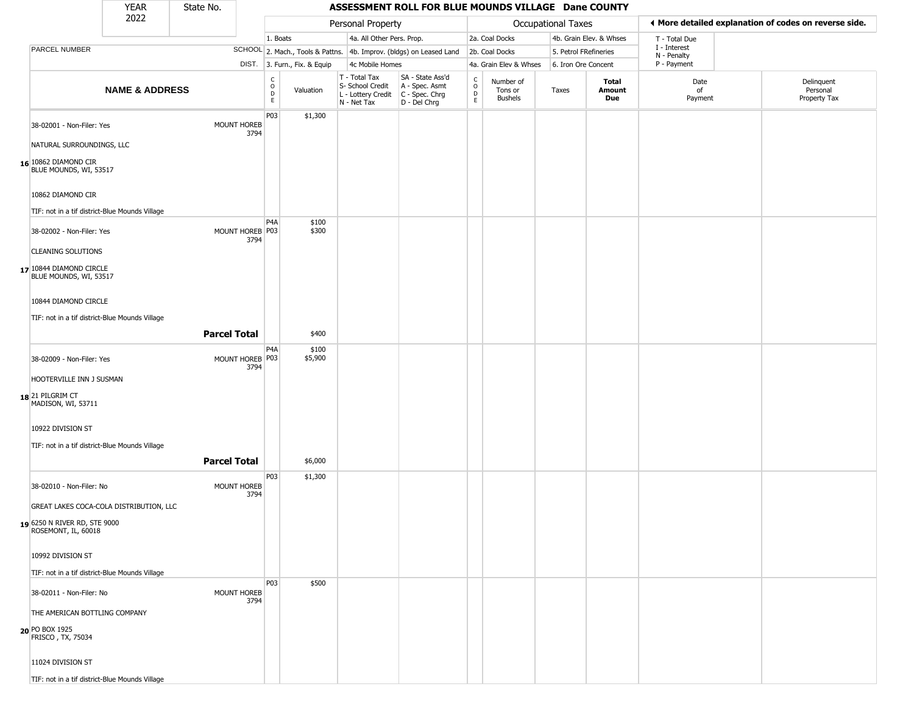| YEAR 2022 | State No. | ASSESSMENT ROLL FOR BLUE MOUNDS VILLAGE Dane COUNTY | | | | | | | | | |
|---|---|---|---|---|---|---|---|---|---|---|---|

| | | Personal Property | | | | Occupational Taxes | | | | ◀ More detailed explanation of codes on reverse side. | |
|---|---|---|---|---|---|---|---|---|---|---|---|
| | | 1. Boats | | 4a. All Other Pers. Prop. | | 2a. Coal Docks | | 4b. Grain Elev. & Whses | | T - Total Due | |
| PARCEL NUMBER | SCHOOL | 2. Mach., Tools & Pattns. | | 4b. Improv. (bldgs) on Leased Land | | 2b. Coal Docks | | 5. Petrol FRefineries | | I - Interest N - Penalty | |
| | DIST. | 3. Furn., Fix. & Equip | | 4c Mobile Homes | | 4a. Grain Elev & Whses | | 6. Iron Ore Concent | | P - Payment | |
| **NAME & ADDRESS** | | CODE | Valuation | T - Total Tax S- School Credit L - Lottery Credit N - Net Tax | SA - State Ass'd A - Spec. Asmt C - Spec. Chrg D - Del Chrg | CODE | Number of Tons or Bushels | Taxes | **Total Amount Due** | Date of Payment | Delinquent Personal Property Tax |
| 16 38-02001 - Non-Filer: Yes<br>NATURAL SURROUNDINGS, LLC<br>10862 DIAMOND CIR<br>BLUE MOUNDS, WI, 53517<br>10862 DIAMOND CIR<br>TIF: not in a tif district-Blue Mounds Village | MOUNT HOREB 3794 | P03 | $1,300 | | | | | | | | |
| 17 38-02002 - Non-Filer: Yes<br>CLEANING SOLUTIONS<br>10844 DIAMOND CIRCLE<br>BLUE MOUNDS, WI, 53517<br>10844 DIAMOND CIRCLE<br>TIF: not in a tif district-Blue Mounds Village | MOUNT HOREB 3794 | P4A<br>P03 | $100<br>$300 | | | | | | | | |
| | **Parcel Total** | | $400 | | | | | | | | |
| 18 38-02009 - Non-Filer: Yes<br>HOOTERVILLE INN J SUSMAN<br>21 PILGRIM CT<br>MADISON, WI, 53711<br>10922 DIVISION ST<br>TIF: not in a tif district-Blue Mounds Village | MOUNT HOREB 3794 | P4A<br>P03 | $100<br>$5,900 | | | | | | | | |
| | **Parcel Total** | | $6,000 | | | | | | | | |
| 19 38-02010 - Non-Filer: No<br>GREAT LAKES COCA-COLA DISTRIBUTION, LLC<br>6250 N RIVER RD, STE 9000<br>ROSEMONT, IL, 60018<br>10992 DIVISION ST<br>TIF: not in a tif district-Blue Mounds Village | MOUNT HOREB 3794 | P03 | $1,300 | | | | | | | | |
| 20 38-02011 - Non-Filer: No<br>THE AMERICAN BOTTLING COMPANY<br>PO BOX 1925<br>FRISCO , TX, 75034<br>11024 DIVISION ST<br>TIF: not in a tif district-Blue Mounds Village | MOUNT HOREB 3794 | P03 | $500 | | | | | | | | |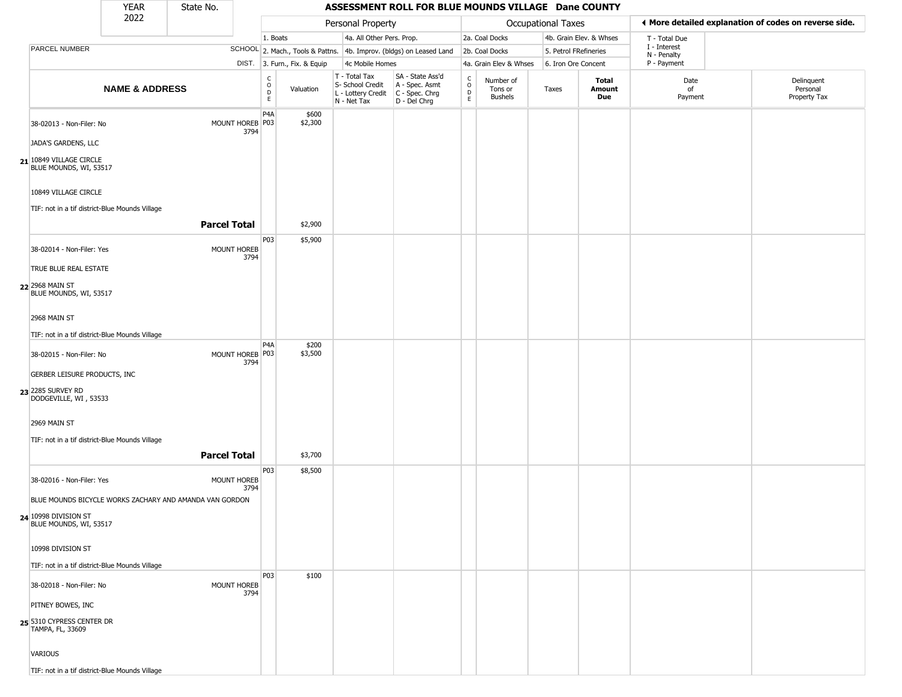| YEAR 2022 | State No. | ASSESSMENT ROLL FOR BLUE MOUNDS VILLAGE Dane COUNTY | | | | | | | | | | |
|---|---|---|---|---|---|---|---|---|---|---|---|---|

**Personal Property:** 1. Boats; 2. Mach., Tools & Pattns.; 3. Furn., Fix. & Equip; 4a. All Other Pers. Prop.; 4b. Improv. (bldgs) on Leased Land; 4c Mobile Homes

**Occupational Taxes:** 2a. Coal Docks; 2b. Coal Docks; 4a. Grain Elev & Whses; 4b. Grain Elev. & Whses; 5. Petrol FRefineries; 6. Iron Ore Concent

◄ More detailed explanation of codes on reverse side. T - Total Due; I - Interest; N - Penalty; P - Payment

| | NAME & ADDRESS | PARCEL NUMBER / SCHOOL DIST. | CODE | Valuation | T - Total Tax / S- School Credit / L - Lottery Credit / N - Net Tax | SA - State Ass'd / A - Spec. Asmt / C - Spec. Chrg / D - Del Chrg | CODE | Number of Tons or Bushels | Taxes | Total Amount Due | Date of Payment | Delinquent Personal Property Tax |
|---|---|---|---|---|---|---|---|---|---|---|---|---|
| 21 | 38-02013 - Non-Filer: No<br>JADA'S GARDENS, LLC<br>10849 VILLAGE CIRCLE<br>BLUE MOUNDS, WI, 53517<br>10849 VILLAGE CIRCLE<br>TIF: not in a tif district-Blue Mounds Village | MOUNT HOREB 3794 | P4A<br>P03 | $600<br>$2,300 | | | | | | | | |
| | **Parcel Total** | | | $2,900 | | | | | | | | |
| 22 | 38-02014 - Non-Filer: Yes<br>TRUE BLUE REAL ESTATE<br>2968 MAIN ST<br>BLUE MOUNDS, WI, 53517<br>2968 MAIN ST<br>TIF: not in a tif district-Blue Mounds Village | MOUNT HOREB 3794 | P03 | $5,900 | | | | | | | | |
| 23 | 38-02015 - Non-Filer: No<br>GERBER LEISURE PRODUCTS, INC<br>2285 SURVEY RD<br>DODGEVILLE, WI , 53533<br>2969 MAIN ST<br>TIF: not in a tif district-Blue Mounds Village | MOUNT HOREB 3794 | P4A<br>P03 | $200<br>$3,500 | | | | | | | | |
| | **Parcel Total** | | | $3,700 | | | | | | | | |
| 24 | 38-02016 - Non-Filer: Yes<br>BLUE MOUNDS BICYCLE WORKS ZACHARY AND AMANDA VAN GORDON<br>10998 DIVISION ST<br>BLUE MOUNDS, WI, 53517<br>10998 DIVISION ST<br>TIF: not in a tif district-Blue Mounds Village | MOUNT HOREB 3794 | P03 | $8,500 | | | | | | | | |
| 25 | 38-02018 - Non-Filer: No<br>PITNEY BOWES, INC<br>5310 CYPRESS CENTER DR<br>TAMPA, FL, 33609<br>VARIOUS<br>TIF: not in a tif district-Blue Mounds Village | MOUNT HOREB 3794 | P03 | $100 | | | | | | | | |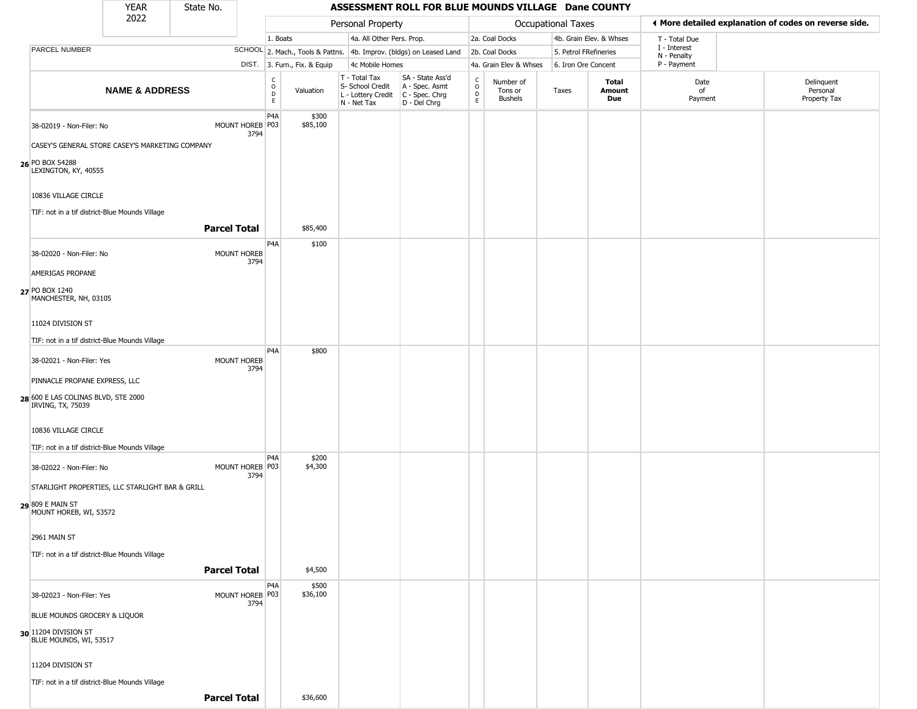# ASSESSMENT ROLL FOR BLUE MOUNDS VILLAGE Dane COUNTY

YEAR 2022 | State No.

| PARCEL NUMBER / NAME & ADDRESS | SCHOOL DIST. | CODE | Valuation | T - Total Tax / S- School Credit / L - Lottery Credit / N - Net Tax | SA - State Ass'd / A - Spec. Asmt / C - Spec. Chrg / D - Del Chrg | CODE | Number of Tons or Bushels | Taxes | Total Amount Due | Date of Payment | Delinquent Personal Property Tax |
|---|---|---|---|---|---|---|---|---|---|---|---|
| **26** 38-02019 - Non-Filer: No<br>CASEY'S GENERAL STORE CASEY'S MARKETING COMPANY<br>PO BOX 54288<br>LEXINGTON, KY, 40555<br>10836 VILLAGE CIRCLE<br>TIF: not in a tif district-Blue Mounds Village | MOUNT HOREB 3794 | P4A<br>P03 | $300<br>$85,100 | | | | | | | | |
| **Parcel Total** | | | $85,400 | | | | | | | | |
| **27** 38-02020 - Non-Filer: No<br>AMERIGAS PROPANE<br>PO BOX 1240<br>MANCHESTER, NH, 03105<br>11024 DIVISION ST<br>TIF: not in a tif district-Blue Mounds Village | MOUNT HOREB 3794 | P4A | $100 | | | | | | | | |
| **28** 38-02021 - Non-Filer: Yes<br>PINNACLE PROPANE EXPRESS, LLC<br>600 E LAS COLINAS BLVD, STE 2000<br>IRVING, TX, 75039<br>10836 VILLAGE CIRCLE<br>TIF: not in a tif district-Blue Mounds Village | MOUNT HOREB 3794 | P4A | $800 | | | | | | | | |
| **29** 38-02022 - Non-Filer: No<br>STARLIGHT PROPERTIES, LLC STARLIGHT BAR & GRILL<br>809 E MAIN ST<br>MOUNT HOREB, WI, 53572<br>2961 MAIN ST<br>TIF: not in a tif district-Blue Mounds Village | MOUNT HOREB 3794 | P4A<br>P03 | $200<br>$4,300 | | | | | | | | |
| **Parcel Total** | | | $4,500 | | | | | | | | |
| **30** 38-02023 - Non-Filer: Yes<br>BLUE MOUNDS GROCERY & LIQUOR<br>11204 DIVISION ST<br>BLUE MOUNDS, WI, 53517<br>11204 DIVISION ST<br>TIF: not in a tif district-Blue Mounds Village | MOUNT HOREB 3794 | P4A<br>P03 | $500<br>$36,100 | | | | | | | | |
| **Parcel Total** | | | $36,600 | | | | | | | | |

Personal Property: 1. Boats; 2. Mach., Tools & Pattns.; 3. Furn., Fix. & Equip; 4a. All Other Pers. Prop.; 4b. Improv. (bldgs) on Leased Land; 4c Mobile Homes

Occupational Taxes: 2a. Coal Docks; 2b. Coal Docks; 4a. Grain Elev & Whses; 4b. Grain Elev. & Whses; 5. Petrol FRefineries; 6. Iron Ore Concent

T - Total Due; I - Interest; N - Penalty; P - Payment

◄ More detailed explanation of codes on reverse side.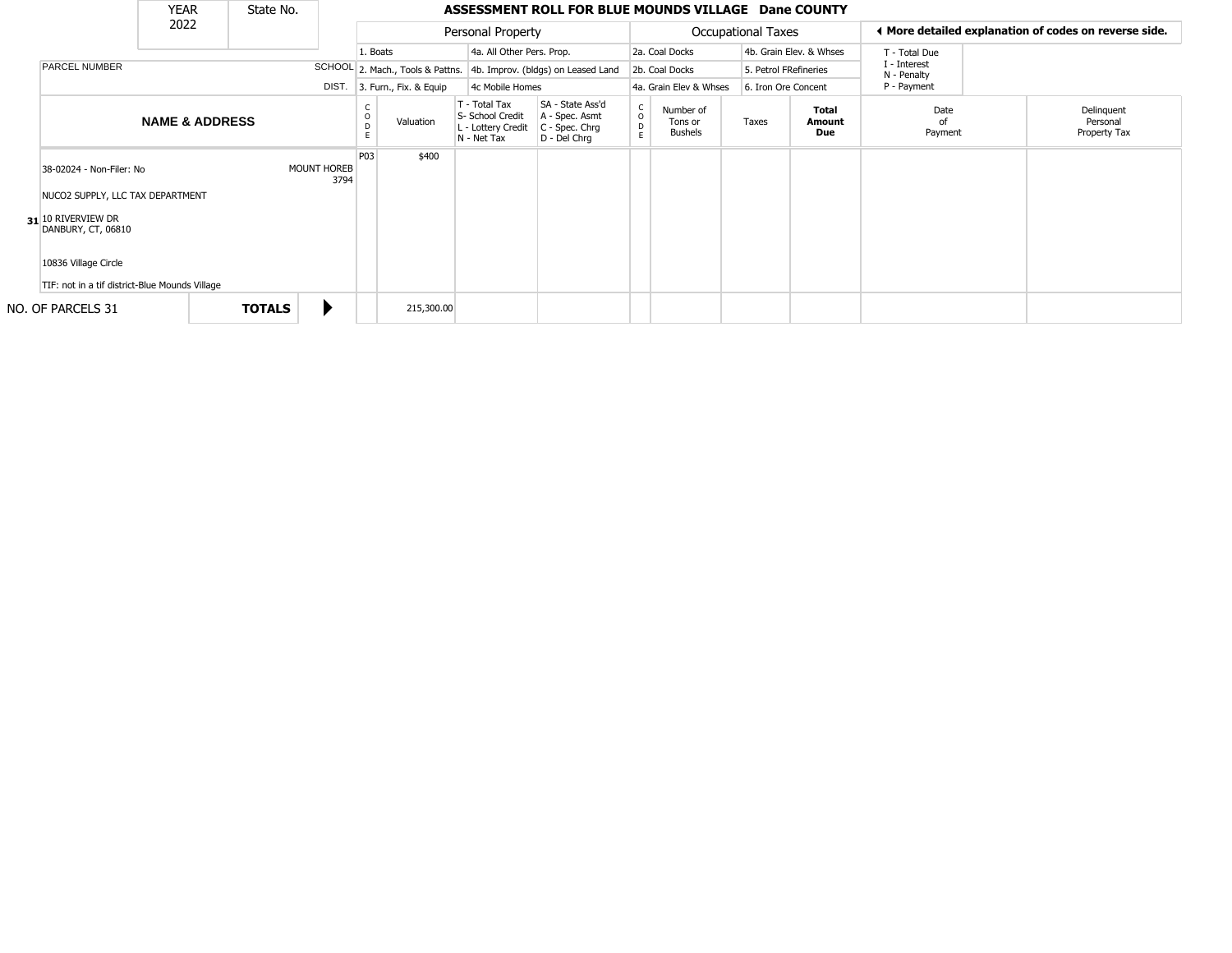# ASSESSMENT ROLL FOR BLUE MOUNDS VILLAGE Dane COUNTY

| YEAR | State No. |
|---|---|
| 2022 | |

| | | Personal Property | | | | Occupational Taxes | | | | ◄ More detailed explanation of codes on reverse side. | |
|---|---|---|---|---|---|---|---|---|---|---|---|
| PARCEL NUMBER | SCHOOL DIST. | 1. Boats<br>2. Mach., Tools & Pattns.<br>3. Furn., Fix. & Equip | | 4a. All Other Pers. Prop.<br>4b. Improv. (bldgs) on Leased Land<br>4c Mobile Homes | | 2a. Coal Docks<br>2b. Coal Docks<br>4a. Grain Elev & Whses | | 4b. Grain Elev. & Whses<br>5. Petrol FRefineries<br>6. Iron Ore Concent | | T - Total Due<br>I - Interest<br>N - Penalty<br>P - Payment | |
| **NAME & ADDRESS** | | CODE | Valuation | T - Total Tax<br>S- School Credit<br>L - Lottery Credit<br>N - Net Tax | SA - State Ass'd<br>A - Spec. Asmt<br>C - Spec. Chrg<br>D - Del Chrg | CODE | Number of Tons or Bushels | Taxes | **Total Amount Due** | Date of Payment | Delinquent Personal Property Tax |
| **31** 38-02024 - Non-Filer: No<br>NUCO2 SUPPLY, LLC TAX DEPARTMENT<br>10 RIVERVIEW DR<br>DANBURY, CT, 06810<br>10836 Village Circle<br>TIF: not in a tif district-Blue Mounds Village | MOUNT HOREB 3794 | P03 | $400 | | | | | | | | |
| NO. OF PARCELS 31 | **TOTALS** ▶ | | 215,300.00 | | | | | | | | |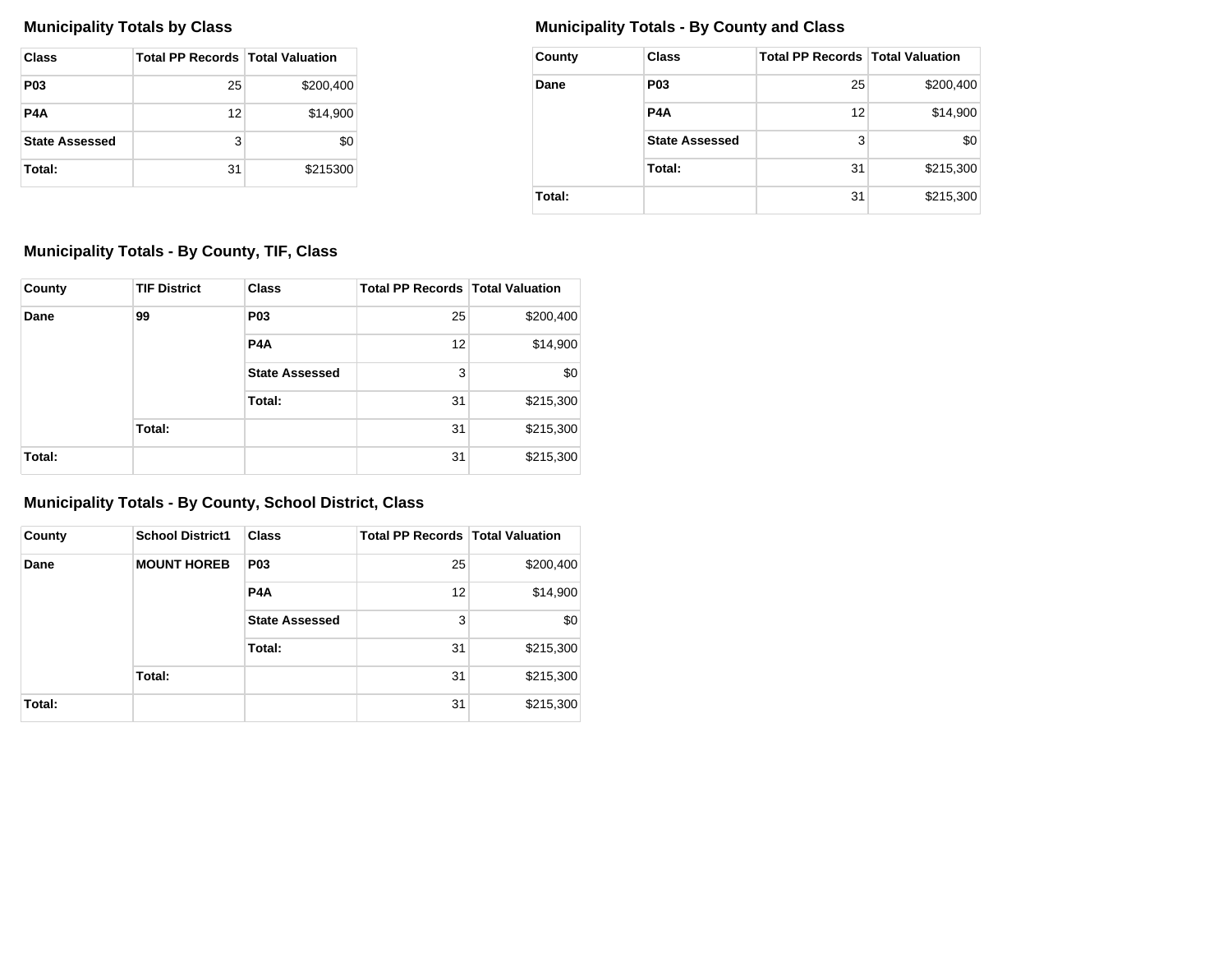### Municipality Totals by Class

| Class | Total PP Records | Total Valuation |
|---|---|---|
| **P03** | 25 | $200,400 |
| **P4A** | 12 | $14,900 |
| **State Assessed** | 3 | $0 |
| **Total:** | 31 | $215300 |

### Municipality Totals - By County and Class

| County | Class | Total PP Records | Total Valuation |
|---|---|---|---|
| **Dane** | **P03** | 25 | $200,400 |
| | **P4A** | 12 | $14,900 |
| | **State Assessed** | 3 | $0 |
| | **Total:** | 31 | $215,300 |
| **Total:** | | 31 | $215,300 |

### Municipality Totals - By County, TIF, Class

| County | TIF District | Class | Total PP Records | Total Valuation |
|---|---|---|---|---|
| **Dane** | **99** | **P03** | 25 | $200,400 |
| | | **P4A** | 12 | $14,900 |
| | | **State Assessed** | 3 | $0 |
| | | **Total:** | 31 | $215,300 |
| | **Total:** | | 31 | $215,300 |
| **Total:** | | | 31 | $215,300 |

### Municipality Totals - By County, School District, Class

| County | School District1 | Class | Total PP Records | Total Valuation |
|---|---|---|---|---|
| **Dane** | **MOUNT HOREB** | **P03** | 25 | $200,400 |
| | | **P4A** | 12 | $14,900 |
| | | **State Assessed** | 3 | $0 |
| | | **Total:** | 31 | $215,300 |
| | **Total:** | | 31 | $215,300 |
| **Total:** | | | 31 | $215,300 |